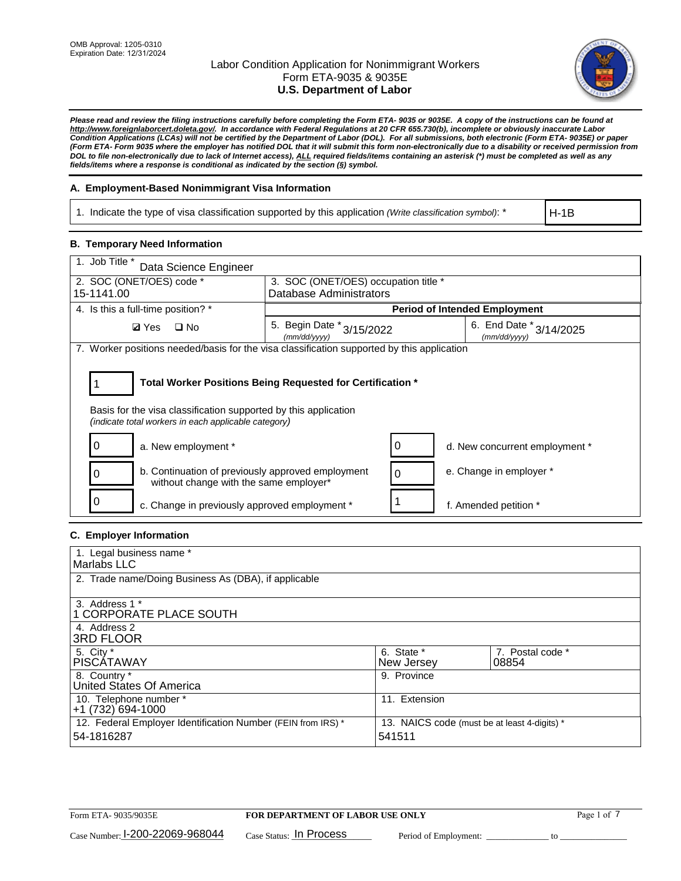OMB Approval: 1205-0310
Expiration Date: 12/31/2024

# Labor Condition Application for Nonimmigrant Workers
## Form ETA-9035 & 9035E
## U.S. Department of Labor

***Please read and review the filing instructions carefully before completing the Form ETA- 9035 or 9035E. A copy of the instructions can be found at http://www.foreignlaborcert.doleta.gov/. In accordance with Federal Regulations at 20 CFR 655.730(b), incomplete or obviously inaccurate Labor Condition Applications (LCAs) will not be certified by the Department of Labor (DOL). For all submissions, both electronic (Form ETA- 9035E) or paper (Form ETA- Form 9035 where the employer has notified DOL that it will submit this form non-electronically due to a disability or received permission from DOL to file non-electronically due to lack of Internet access), ALL required fields/items containing an asterisk (*) must be completed as well as any fields/items where a response is conditional as indicated by the section (§) symbol.***

### A. Employment-Based Nonimmigrant Visa Information

| 1. Indicate the type of visa classification supported by this application *(Write classification symbol)*: * | H-1B |
|---|---|

### B. Temporary Need Information

| 1. Job Title * Data Science Engineer | | |
|---|---|---|
| 2. SOC (ONET/OES) code * 15-1141.00 | 3. SOC (ONET/OES) occupation title * Database Administrators | |
| 4. Is this a full-time position? * | **Period of Intended Employment** | |
| ☑ Yes ☐ No | 5. Begin Date * (mm/dd/yyyy) 3/15/2022 | 6. End Date * (mm/dd/yyyy) 3/14/2025 |

7. Worker positions needed/basis for the visa classification supported by this application

**1** — **Total Worker Positions Being Requested for Certification ***

Basis for the visa classification supported by this application
*(indicate total workers in each applicable category)*

| Count | Category | Count | Category |
|---|---|---|---|
| 0 | a. New employment * | 0 | d. New concurrent employment * |
| 0 | b. Continuation of previously approved employment without change with the same employer* | 0 | e. Change in employer * |
| 0 | c. Change in previously approved employment * | 1 | f. Amended petition * |

### C. Employer Information

| 1. Legal business name * Marlabs LLC | | |
|---|---|---|
| 2. Trade name/Doing Business As (DBA), if applicable | | |
| 3. Address 1 * 1 CORPORATE PLACE SOUTH | | |
| 4. Address 2 3RD FLOOR | | |
| 5. City * PISCATAWAY | 6. State * New Jersey | 7. Postal code * 08854 |
| 8. Country * United States Of America | 9. Province | |
| 10. Telephone number * +1 (732) 694-1000 | 11. Extension | |
| 12. Federal Employer Identification Number (FEIN from IRS) * 54-1816287 | 13. NAICS code (must be at least 4-digits) * 541511 | |

Form ETA- 9035/9035E — **FOR DEPARTMENT OF LABOR USE ONLY**

Case Number: I-200-22069-968044 Case Status: In Process Period of Employment: _____________ to _____________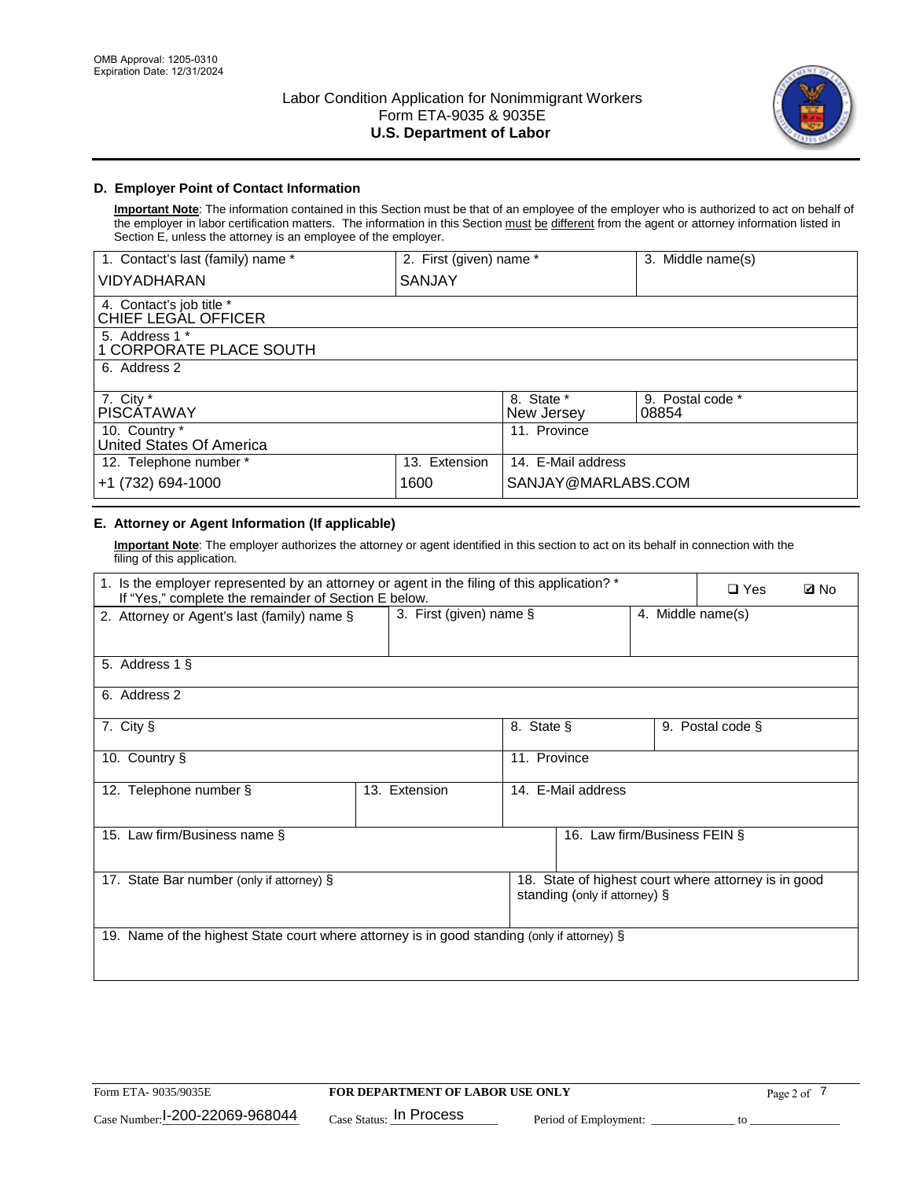OMB Approval: 1205-0310
Expiration Date: 12/31/2024

# Labor Condition Application for Nonimmigrant Workers
## Form ETA-9035 & 9035E
## U.S. Department of Labor

### D. Employer Point of Contact Information

**Important Note**: The information contained in this Section must be that of an employee of the employer who is authorized to act on behalf of the employer in labor certification matters. The information in this Section must be different from the agent or attorney information listed in Section E, unless the attorney is an employee of the employer.

| 1. Contact's last (family) name * | 2. First (given) name * | 3. Middle name(s) |
|---|---|---|
| VIDYADHARAN | SANJAY | |

| 4. Contact's job title * |
|---|
| CHIEF LEGAL OFFICER |
| 5. Address 1 * |
| 1 CORPORATE PLACE SOUTH |
| 6. Address 2 |
| |

| 7. City * | 8. State * | 9. Postal code * |
|---|---|---|
| PISCATAWAY | New Jersey | 08854 |
| 10. Country * | 11. Province | |
| United States Of America | | |

| 12. Telephone number * | 13. Extension | 14. E-Mail address |
|---|---|---|
| +1 (732) 694-1000 | 1600 | SANJAY@MARLABS.COM |

### E. Attorney or Agent Information (If applicable)

**Important Note**: The employer authorizes the attorney or agent identified in this section to act on its behalf in connection with the filing of this application.

1. Is the employer represented by an attorney or agent in the filing of this application? * If "Yes," complete the remainder of Section E below. ❑ Yes ☑ No

| 2. Attorney or Agent's last (family) name § | 3. First (given) name § | 4. Middle name(s) |
|---|---|---|
| | | |

| 5. Address 1 § |
|---|
| |
| 6. Address 2 |
| |

| 7. City § | 8. State § | 9. Postal code § |
|---|---|---|
| | | |
| 10. Country § | 11. Province | |
| | | |

| 12. Telephone number § | 13. Extension | 14. E-Mail address |
|---|---|---|
| | | |

| 15. Law firm/Business name § | 16. Law firm/Business FEIN § |
|---|---|
| | |

| 17. State Bar number (only if attorney) § | 18. State of highest court where attorney is in good standing (only if attorney) § |
|---|---|
| | |

| 19. Name of the highest State court where attorney is in good standing (only if attorney) § |
|---|
| |

Form ETA- 9035/9035E **FOR DEPARTMENT OF LABOR USE ONLY**

Case Number: I-200-22069-968044 Case Status: In Process Period of Employment: _____________ to _____________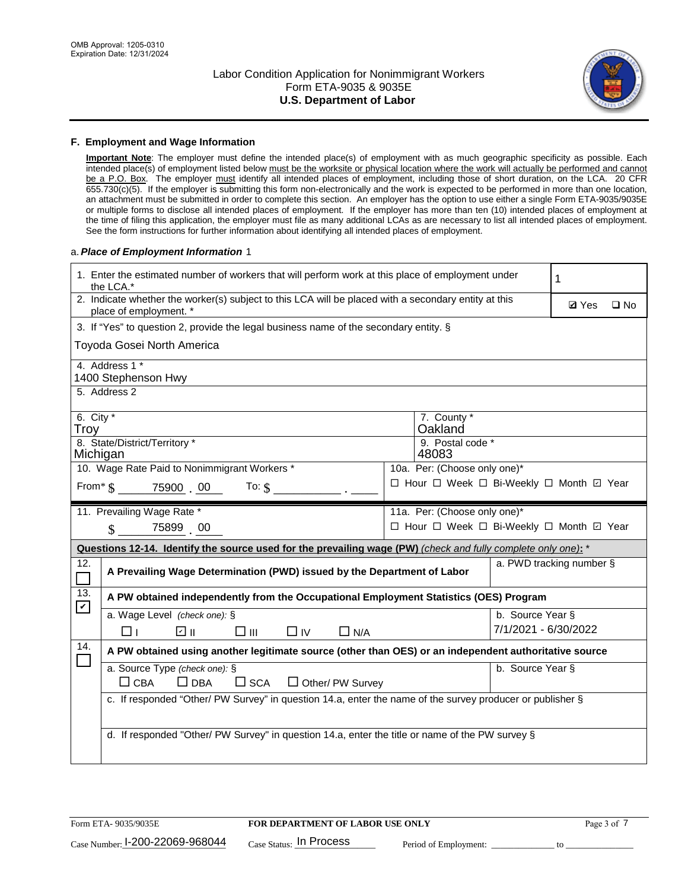OMB Approval: 1205-0310
Expiration Date: 12/31/2024

# Labor Condition Application for Nonimmigrant Workers
## Form ETA-9035 & 9035E
## U.S. Department of Labor

### F. Employment and Wage Information

**Important Note**: The employer must define the intended place(s) of employment with as much geographic specificity as possible. Each intended place(s) of employment listed below must be the worksite or physical location where the work will actually be performed and cannot be a P.O. Box. The employer must identify all intended places of employment, including those of short duration, on the LCA. 20 CFR 655.730(c)(5). If the employer is submitting this form non-electronically and the work is expected to be performed in more than one location, an attachment must be submitted in order to complete this section. An employer has the option to use either a single Form ETA-9035/9035E or multiple forms to disclose all intended places of employment. If the employer has more than ten (10) intended places of employment at the time of filing this application, the employer must file as many additional LCAs as are necessary to list all intended places of employment. See the form instructions for further information about identifying all intended places of employment.

a. ***Place of Employment Information*** 1

| | |
|---|---|
| 1. Enter the estimated number of workers that will perform work at this place of employment under the LCA.* | 1 |
| 2. Indicate whether the worker(s) subject to this LCA will be placed with a secondary entity at this place of employment. * | ☑ Yes ☐ No |
| 3. If "Yes" to question 2, provide the legal business name of the secondary entity. § <br> Toyoda Gosei North America | |
| 4. Address 1 * <br> 1400 Stephenson Hwy | |
| 5. Address 2 | |
| 6. City * <br> Troy | 7. County * <br> Oakland |
| 8. State/District/Territory * <br> Michigan | 9. Postal code * <br> 48083 |
| 10. Wage Rate Paid to Nonimmigrant Workers * <br> From* $ 75900 . 00 To: $ ______ . ____ | 10a. Per: (Choose only one)* <br> ☐ Hour ☐ Week ☐ Bi-Weekly ☐ Month ☑ Year |
| 11. Prevailing Wage Rate * <br> $ 75899 . 00 | 11a. Per: (Choose only one)* <br> ☐ Hour ☐ Week ☐ Bi-Weekly ☐ Month ☑ Year |

**Questions 12-14. Identify the source used for the prevailing wage (PW)** *(check and fully complete only one)*: *

| | | |
|---|---|---|
| 12. ☐ | **A Prevailing Wage Determination (PWD) issued by the Department of Labor** | a. PWD tracking number § |
| 13. ☑ | **A PW obtained independently from the Occupational Employment Statistics (OES) Program** | |
| | a. Wage Level *(check one)*: § <br> ☐ I ☑ II ☐ III ☐ IV ☐ N/A | b. Source Year § <br> 7/1/2021 - 6/30/2022 |
| 14. ☐ | **A PW obtained using another legitimate source (other than OES) or an independent authoritative source** | |
| | a. Source Type *(check one)*: § <br> ☐ CBA ☐ DBA ☐ SCA ☐ Other/ PW Survey | b. Source Year § |
| | c. If responded "Other/ PW Survey" in question 14.a, enter the name of the survey producer or publisher § | |
| | d. If responded "Other/ PW Survey" in question 14.a, enter the title or name of the PW survey § | |

Form ETA- 9035/9035E | **FOR DEPARTMENT OF LABOR USE ONLY**

Case Number: I-200-22069-968044 Case Status: In Process Period of Employment: ____________ to ____________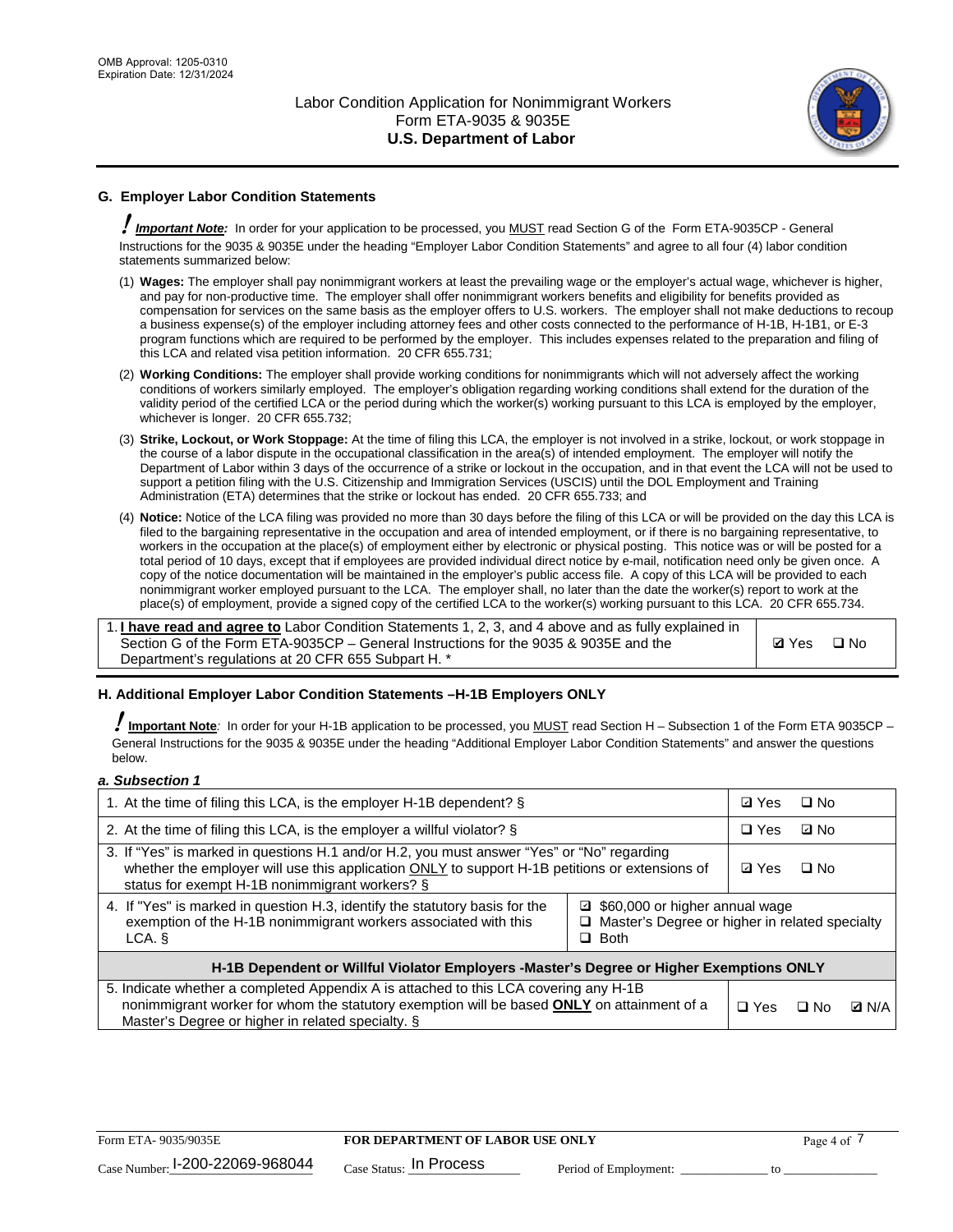## G. Employer Labor Condition Statements

! ***Important Note:*** In order for your application to be processed, you MUST read Section G of the Form ETA-9035CP - General Instructions for the 9035 & 9035E under the heading "Employer Labor Condition Statements" and agree to all four (4) labor condition statements summarized below:

(1) **Wages:** The employer shall pay nonimmigrant workers at least the prevailing wage or the employer's actual wage, whichever is higher, and pay for non-productive time. The employer shall offer nonimmigrant workers benefits and eligibility for benefits provided as compensation for services on the same basis as the employer offers to U.S. workers. The employer shall not make deductions to recoup a business expense(s) of the employer including attorney fees and other costs connected to the performance of H-1B, H-1B1, or E-3 program functions which are required to be performed by the employer. This includes expenses related to the preparation and filing of this LCA and related visa petition information. 20 CFR 655.731;

(2) **Working Conditions:** The employer shall provide working conditions for nonimmigrants which will not adversely affect the working conditions of workers similarly employed. The employer's obligation regarding working conditions shall extend for the duration of the validity period of the certified LCA or the period during which the worker(s) working pursuant to this LCA is employed by the employer, whichever is longer. 20 CFR 655.732;

(3) **Strike, Lockout, or Work Stoppage:** At the time of filing this LCA, the employer is not involved in a strike, lockout, or work stoppage in the course of a labor dispute in the occupational classification in the area(s) of intended employment. The employer will notify the Department of Labor within 3 days of the occurrence of a strike or lockout in the occupation, and in that event the LCA will not be used to support a petition filing with the U.S. Citizenship and Immigration Services (USCIS) until the DOL Employment and Training Administration (ETA) determines that the strike or lockout has ended. 20 CFR 655.733; and

(4) **Notice:** Notice of the LCA filing was provided no more than 30 days before the filing of this LCA or will be provided on the day this LCA is filed to the bargaining representative in the occupation and area of intended employment, or if there is no bargaining representative, to workers in the occupation at the place(s) of employment either by electronic or physical posting. This notice was or will be posted for a total period of 10 days, except that if employees are provided individual direct notice by e-mail, notification need only be given once. A copy of the notice documentation will be maintained in the employer's public access file. A copy of this LCA will be provided to each nonimmigrant worker employed pursuant to the LCA. The employer shall, no later than the date the worker(s) report to work at the place(s) of employment, provide a signed copy of the certified LCA to the worker(s) working pursuant to this LCA. 20 CFR 655.734.

| | |
|---|---|
| 1. **I have read and agree to** Labor Condition Statements 1, 2, 3, and 4 above and as fully explained in Section G of the Form ETA-9035CP – General Instructions for the 9035 & 9035E and the Department's regulations at 20 CFR 655 Subpart H. * | ☑ Yes ☐ No |

## H. Additional Employer Labor Condition Statements –H-1B Employers ONLY

! **Important Note**: In order for your H-1B application to be processed, you MUST read Section H – Subsection 1 of the Form ETA 9035CP – General Instructions for the 9035 & 9035E under the heading "Additional Employer Labor Condition Statements" and answer the questions below.

*a. Subsection 1*

| | | |
|---|---|---|
| 1. At the time of filing this LCA, is the employer H-1B dependent? § | | ☑ Yes ☐ No |
| 2. At the time of filing this LCA, is the employer a willful violator? § | | ☐ Yes ☑ No |
| 3. If "Yes" is marked in questions H.1 and/or H.2, you must answer "Yes" or "No" regarding whether the employer will use this application ONLY to support H-1B petitions or extensions of status for exempt H-1B nonimmigrant workers? § | | ☑ Yes ☐ No |
| 4. If "Yes" is marked in question H.3, identify the statutory basis for the exemption of the H-1B nonimmigrant workers associated with this LCA. § | ☑ $60,000 or higher annual wage<br>☐ Master's Degree or higher in related specialty<br>☐ Both | |
| **H-1B Dependent or Willful Violator Employers -Master's Degree or Higher Exemptions ONLY** | | |
| 5. Indicate whether a completed Appendix A is attached to this LCA covering any H-1B nonimmigrant worker for whom the statutory exemption will be based **ONLY** on attainment of a Master's Degree or higher in related specialty. § | | ☐ Yes ☐ No ☑ N/A |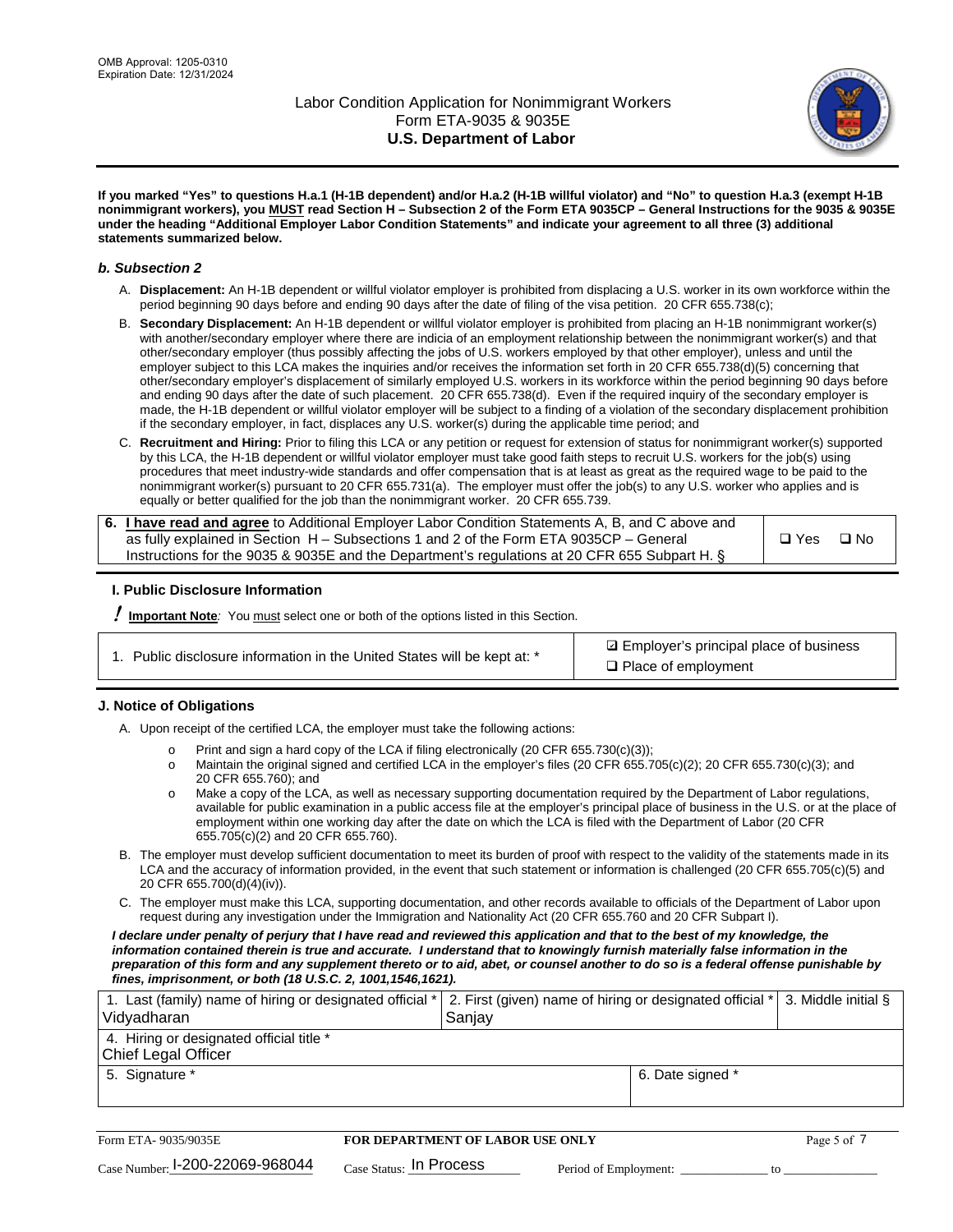**If you marked "Yes" to questions H.a.1 (H-1B dependent) and/or H.a.2 (H-1B willful violator) and "No" to question H.a.3 (exempt H-1B nonimmigrant workers), you MUST read Section H – Subsection 2 of the Form ETA 9035CP – General Instructions for the 9035 & 9035E under the heading "Additional Employer Labor Condition Statements" and indicate your agreement to all three (3) additional statements summarized below.**

### *b. Subsection 2*

A. **Displacement:** An H-1B dependent or willful violator employer is prohibited from displacing a U.S. worker in its own workforce within the period beginning 90 days before and ending 90 days after the date of filing of the visa petition. 20 CFR 655.738(c);

B. **Secondary Displacement:** An H-1B dependent or willful violator employer is prohibited from placing an H-1B nonimmigrant worker(s) with another/secondary employer where there are indicia of an employment relationship between the nonimmigrant worker(s) and that other/secondary employer (thus possibly affecting the jobs of U.S. workers employed by that other employer), unless and until the employer subject to this LCA makes the inquiries and/or receives the information set forth in 20 CFR 655.738(d)(5) concerning that other/secondary employer's displacement of similarly employed U.S. workers in its workforce within the period beginning 90 days before and ending 90 days after the date of such placement. 20 CFR 655.738(d). Even if the required inquiry of the secondary employer is made, the H-1B dependent or willful violator employer will be subject to a finding of a violation of the secondary displacement prohibition if the secondary employer, in fact, displaces any U.S. worker(s) during the applicable time period; and

C. **Recruitment and Hiring:** Prior to filing this LCA or any petition or request for extension of status for nonimmigrant worker(s) supported by this LCA, the H-1B dependent or willful violator employer must take good faith steps to recruit U.S. workers for the job(s) using procedures that meet industry-wide standards and offer compensation that is at least as great as the required wage to be paid to the nonimmigrant worker(s) pursuant to 20 CFR 655.731(a). The employer must offer the job(s) to any U.S. worker who applies and is equally or better qualified for the job than the nonimmigrant worker. 20 CFR 655.739.

| | |
|---|---|
| 6. **I have read and agree** to Additional Employer Labor Condition Statements A, B, and C above and as fully explained in Section H – Subsections 1 and 2 of the Form ETA 9035CP – General Instructions for the 9035 & 9035E and the Department's regulations at 20 CFR 655 Subpart H. § | ❑ Yes ❑ No |

### I. Public Disclosure Information

**! Important Note***:* You must select one or both of the options listed in this Section.

| | |
|---|---|
| 1. Public disclosure information in the United States will be kept at: * | ☑ Employer's principal place of business<br>❑ Place of employment |

### J. Notice of Obligations

A. Upon receipt of the certified LCA, the employer must take the following actions:

- o Print and sign a hard copy of the LCA if filing electronically (20 CFR 655.730(c)(3));
- o Maintain the original signed and certified LCA in the employer's files (20 CFR 655.705(c)(2); 20 CFR 655.730(c)(3); and 20 CFR 655.760); and
- o Make a copy of the LCA, as well as necessary supporting documentation required by the Department of Labor regulations, available for public examination in a public access file at the employer's principal place of business in the U.S. or at the place of employment within one working day after the date on which the LCA is filed with the Department of Labor (20 CFR 655.705(c)(2) and 20 CFR 655.760).

B. The employer must develop sufficient documentation to meet its burden of proof with respect to the validity of the statements made in its LCA and the accuracy of information provided, in the event that such statement or information is challenged (20 CFR 655.705(c)(5) and 20 CFR 655.700(d)(4)(iv)).

C. The employer must make this LCA, supporting documentation, and other records available to officials of the Department of Labor upon request during any investigation under the Immigration and Nationality Act (20 CFR 655.760 and 20 CFR Subpart I).

***I declare under penalty of perjury that I have read and reviewed this application and that to the best of my knowledge, the information contained therein is true and accurate. I understand that to knowingly furnish materially false information in the preparation of this form and any supplement thereto or to aid, abet, or counsel another to do so is a federal offense punishable by fines, imprisonment, or both (18 U.S.C. 2, 1001,1546,1621).***

| 1. Last (family) name of hiring or designated official * | 2. First (given) name of hiring or designated official * | 3. Middle initial § |
|---|---|---|
| Vidyadharan | Sanjay | |
| 4. Hiring or designated official title * | | |
| Chief Legal Officer | | |
| 5. Signature * | 6. Date signed * | |
| | | |

Form ETA- 9035/9035E — **FOR DEPARTMENT OF LABOR USE ONLY**

Case Number: I-200-22069-968044 Case Status: In Process Period of Employment: _____________ to _____________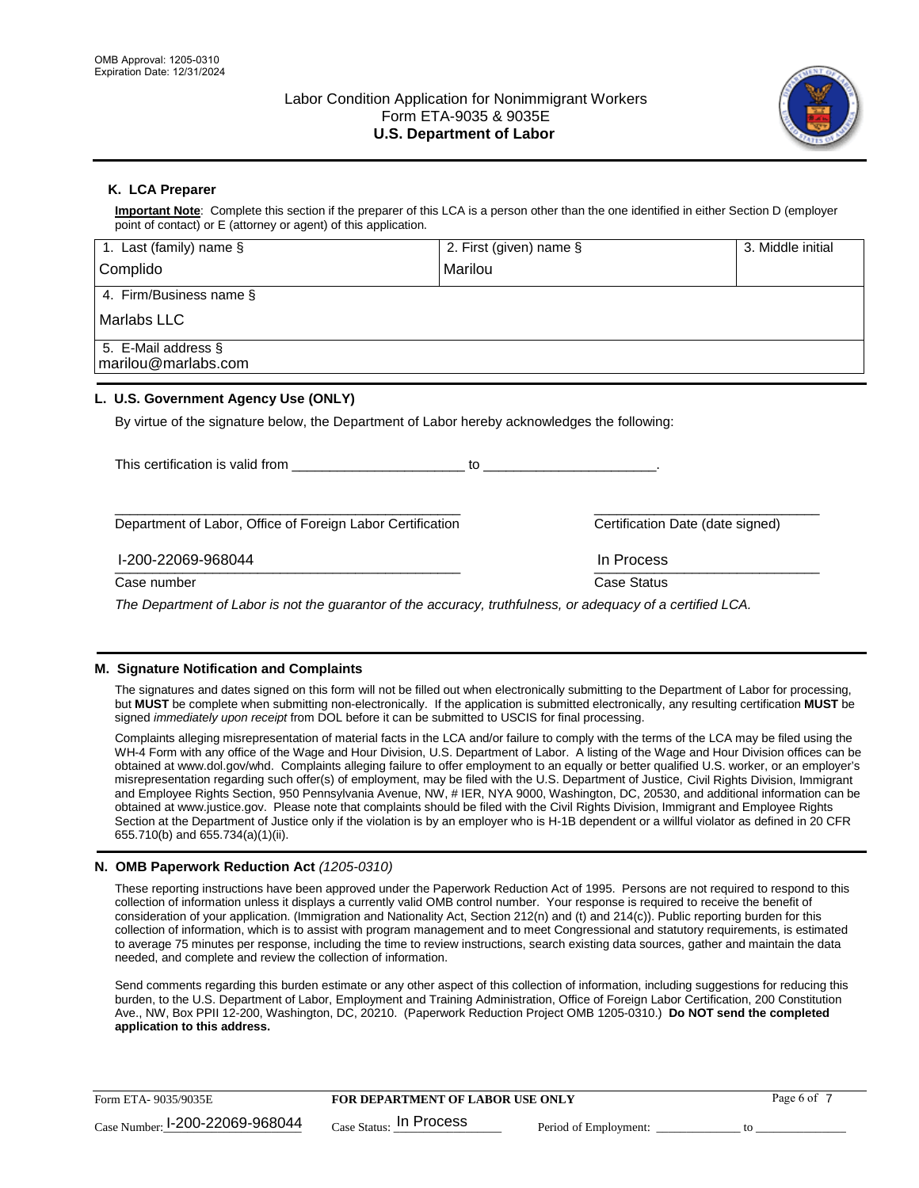OMB Approval: 1205-0310
Expiration Date: 12/31/2024

# Labor Condition Application for Nonimmigrant Workers
## Form ETA-9035 & 9035E
## U.S. Department of Labor

### K. LCA Preparer

**Important Note**: Complete this section if the preparer of this LCA is a person other than the one identified in either Section D (employer point of contact) or E (attorney or agent) of this application.

| 1. Last (family) name § | 2. First (given) name § | 3. Middle initial |
|---|---|---|
| Complido | Marilou | |
| 4. Firm/Business name § | | |
| Marlabs LLC | | |
| 5. E-Mail address § | | |
| marilou@marlabs.com | | |

### L. U.S. Government Agency Use (ONLY)

By virtue of the signature below, the Department of Labor hereby acknowledges the following:

This certification is valid from _______________________ to _______________________.

_______________________________________________ Department of Labor, Office of Foreign Labor Certification

_______________________________ Certification Date (date signed)

I-200-22069-968044
Case number

In Process
Case Status

*The Department of Labor is not the guarantor of the accuracy, truthfulness, or adequacy of a certified LCA.*

### M. Signature Notification and Complaints

The signatures and dates signed on this form will not be filled out when electronically submitting to the Department of Labor for processing, but **MUST** be complete when submitting non-electronically. If the application is submitted electronically, any resulting certification **MUST** be signed *immediately upon receipt* from DOL before it can be submitted to USCIS for final processing.

Complaints alleging misrepresentation of material facts in the LCA and/or failure to comply with the terms of the LCA may be filed using the WH-4 Form with any office of the Wage and Hour Division, U.S. Department of Labor. A listing of the Wage and Hour Division offices can be obtained at www.dol.gov/whd. Complaints alleging failure to offer employment to an equally or better qualified U.S. worker, or an employer's misrepresentation regarding such offer(s) of employment, may be filed with the U.S. Department of Justice, Civil Rights Division, Immigrant and Employee Rights Section, 950 Pennsylvania Avenue, NW, # IER, NYA 9000, Washington, DC, 20530, and additional information can be obtained at www.justice.gov. Please note that complaints should be filed with the Civil Rights Division, Immigrant and Employee Rights Section at the Department of Justice only if the violation is by an employer who is H-1B dependent or a willful violator as defined in 20 CFR 655.710(b) and 655.734(a)(1)(ii).

### N. OMB Paperwork Reduction Act *(1205-0310)*

These reporting instructions have been approved under the Paperwork Reduction Act of 1995. Persons are not required to respond to this collection of information unless it displays a currently valid OMB control number. Your response is required to receive the benefit of consideration of your application. (Immigration and Nationality Act, Section 212(n) and (t) and 214(c)). Public reporting burden for this collection of information, which is to assist with program management and to meet Congressional and statutory requirements, is estimated to average 75 minutes per response, including the time to review instructions, search existing data sources, gather and maintain the data needed, and complete and review the collection of information.

Send comments regarding this burden estimate or any other aspect of this collection of information, including suggestions for reducing this burden, to the U.S. Department of Labor, Employment and Training Administration, Office of Foreign Labor Certification, 200 Constitution Ave., NW, Box PPII 12-200, Washington, DC, 20210. (Paperwork Reduction Project OMB 1205-0310.) **Do NOT send the completed application to this address.**

Form ETA- 9035/9035E | **FOR DEPARTMENT OF LABOR USE ONLY**

Case Number: I-200-22069-968044 | Case Status: In Process | Period of Employment: _____________ to _____________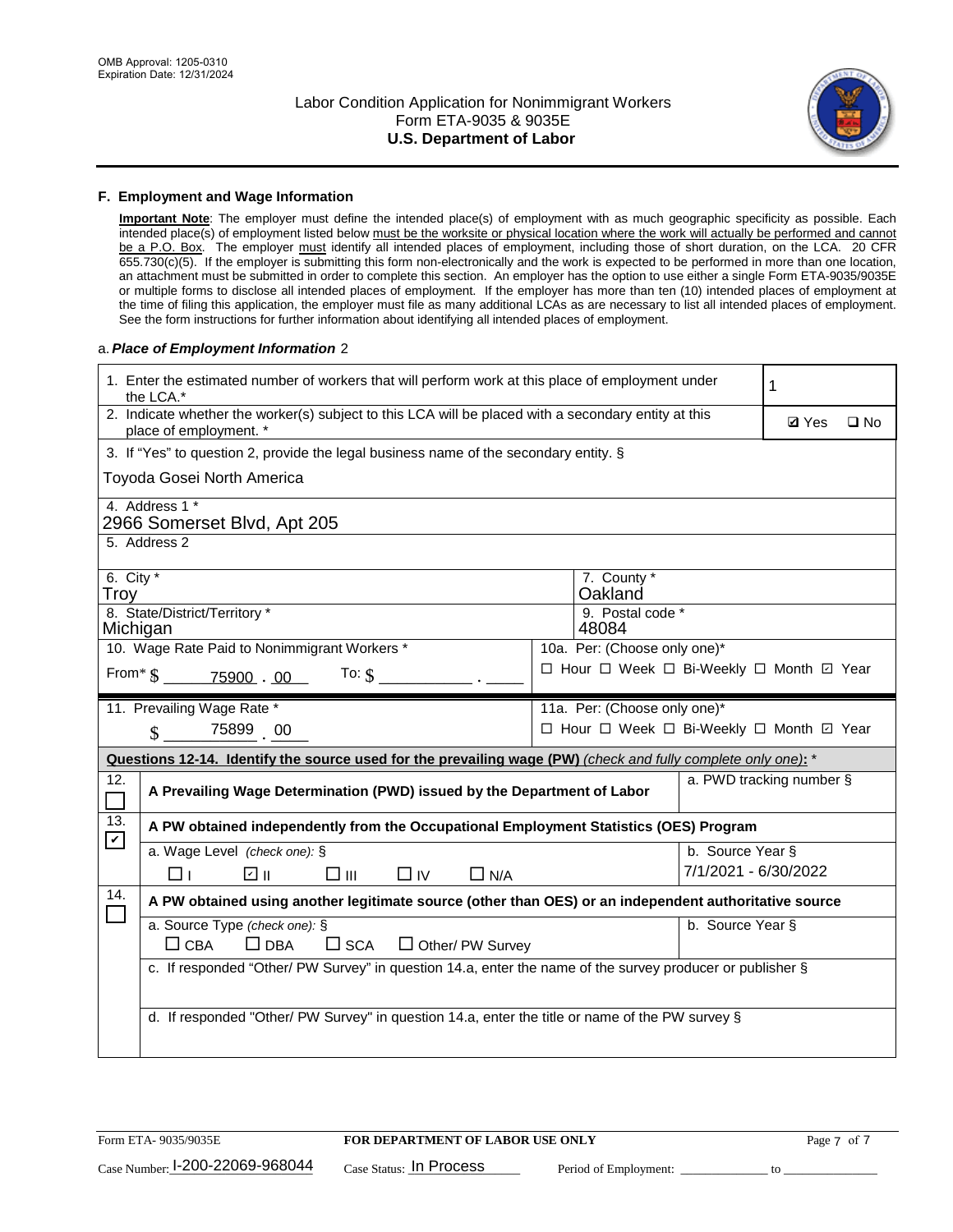OMB Approval: 1205-0310
Expiration Date: 12/31/2024

# Labor Condition Application for Nonimmigrant Workers
Form ETA-9035 & 9035E
**U.S. Department of Labor**

### F. Employment and Wage Information

**Important Note**: The employer must define the intended place(s) of employment with as much geographic specificity as possible. Each intended place(s) of employment listed below must be the worksite or physical location where the work will actually be performed and cannot be a P.O. Box. The employer must identify all intended places of employment, including those of short duration, on the LCA. 20 CFR 655.730(c)(5). If the employer is submitting this form non-electronically and the work is expected to be performed in more than one location, an attachment must be submitted in order to complete this section. An employer has the option to use either a single Form ETA-9035/9035E or multiple forms to disclose all intended places of employment. If the employer has more than ten (10) intended places of employment at the time of filing this application, the employer must file as many additional LCAs as are necessary to list all intended places of employment. See the form instructions for further information about identifying all intended places of employment.

a. ***Place of Employment Information*** 2

| | |
|---|---|
| 1. Enter the estimated number of workers that will perform work at this place of employment under the LCA.* | 1 |
| 2. Indicate whether the worker(s) subject to this LCA will be placed with a secondary entity at this place of employment. * | ☑ Yes ☐ No |
| 3. If "Yes" to question 2, provide the legal business name of the secondary entity. § Toyoda Gosei North America | |
| 4. Address 1 * 2966 Somerset Blvd, Apt 205 | |
| 5. Address 2 | |
| 6. City * Troy | 7. County * Oakland |
| 8. State/District/Territory * Michigan | 9. Postal code * 48084 |
| 10. Wage Rate Paid to Nonimmigrant Workers * From* $ 75900 . 00 To: $ ______ . ____ | 10a. Per: (Choose only one)* ☐ Hour ☐ Week ☐ Bi-Weekly ☐ Month ☑ Year |
| 11. Prevailing Wage Rate * $ 75899 . 00 | 11a. Per: (Choose only one)* ☐ Hour ☐ Week ☐ Bi-Weekly ☐ Month ☑ Year |

**Questions 12-14. Identify the source used for the prevailing wage (PW)** *(check and fully complete only one)*: *

| | | |
|---|---|---|
| 12. ☐ | **A Prevailing Wage Determination (PWD) issued by the Department of Labor** | a. PWD tracking number § |
| 13. ☑ | **A PW obtained independently from the Occupational Employment Statistics (OES) Program** | |
| | a. Wage Level *(check one)*: § ☐ I ☑ II ☐ III ☐ IV ☐ N/A | b. Source Year § 7/1/2021 - 6/30/2022 |
| 14. ☐ | **A PW obtained using another legitimate source (other than OES) or an independent authoritative source** | |
| | a. Source Type *(check one)*: § ☐ CBA ☐ DBA ☐ SCA ☐ Other/ PW Survey | b. Source Year § |
| | c. If responded "Other/ PW Survey" in question 14.a, enter the name of the survey producer or publisher § | |
| | d. If responded "Other/ PW Survey" in question 14.a, enter the title or name of the PW survey § | |

Form ETA- 9035/9035E **FOR DEPARTMENT OF LABOR USE ONLY**

Case Number: I-200-22069-968044 Case Status: In Process Period of Employment: ____________ to ______________